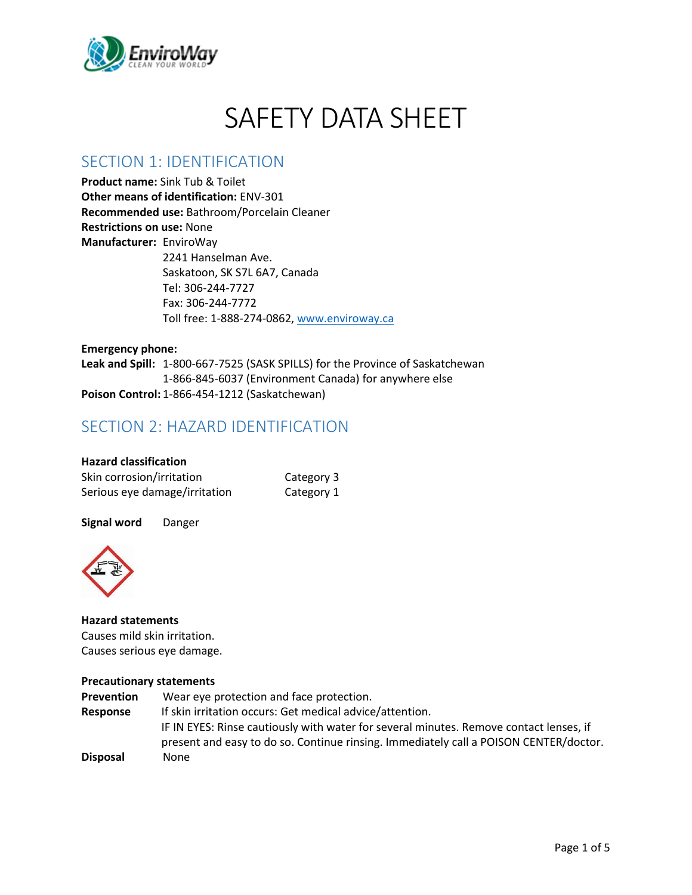# SAFETY DATA SHEET

## SECTION 1: IDENTIFICATION

**Product name:** Sink Tub & Toilet
**Other means of identification:** ENV-301
**Recommended use:** Bathroom/Porcelain Cleaner
**Restrictions on use:** None
**Manufacturer:** EnviroWay
2241 Hanselman Ave.
Saskatoon, SK S7L 6A7, Canada
Tel: 306-244-7727
Fax: 306-244-7772
Toll free: 1-888-274-0862, www.enviroway.ca

**Emergency phone:**
**Leak and Spill:** 1-800-667-7525 (SASK SPILLS) for the Province of Saskatchewan
1-866-845-6037 (Environment Canada) for anywhere else
**Poison Control:** 1-866-454-1212 (Saskatchewan)

## SECTION 2: HAZARD IDENTIFICATION

**Hazard classification**

| | |
|---|---|
| Skin corrosion/irritation | Category 3 |
| Serious eye damage/irritation | Category 1 |

**Signal word** Danger

**Hazard statements**
Causes mild skin irritation.
Causes serious eye damage.

**Precautionary statements**

**Prevention** Wear eye protection and face protection.

**Response** If skin irritation occurs: Get medical advice/attention.
IF IN EYES: Rinse cautiously with water for several minutes. Remove contact lenses, if present and easy to do so. Continue rinsing. Immediately call a POISON CENTER/doctor.

**Disposal** None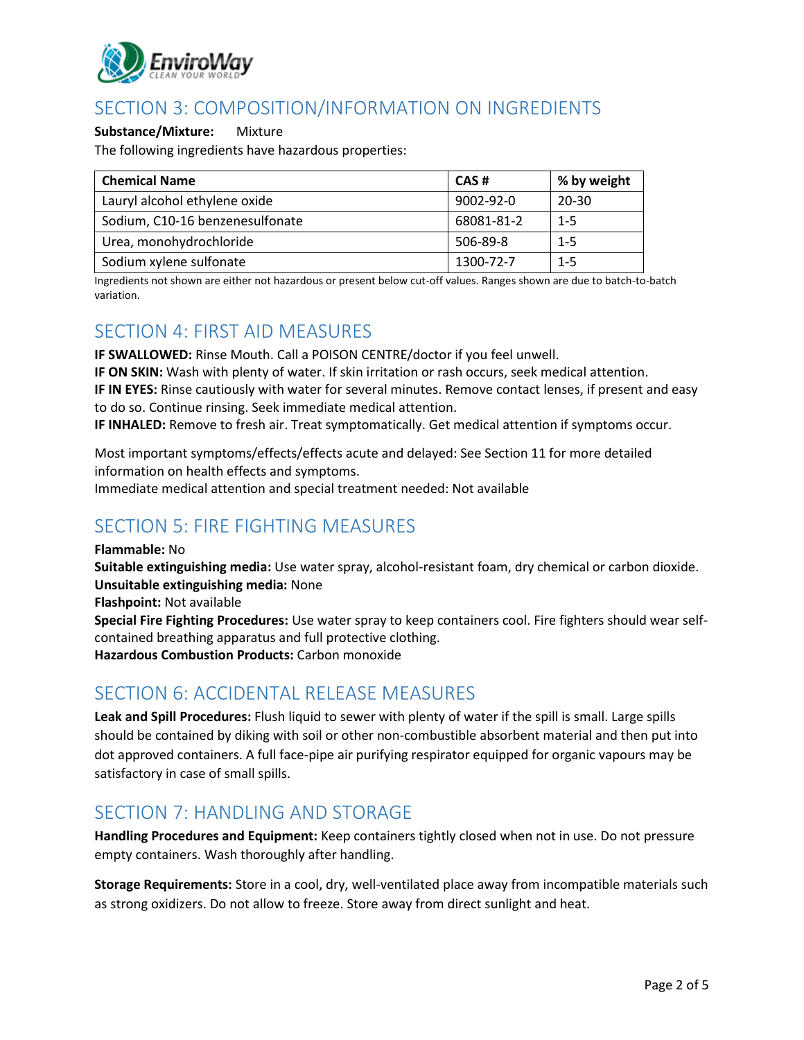## SECTION 3: COMPOSITION/INFORMATION ON INGREDIENTS

**Substance/Mixture:** Mixture

The following ingredients have hazardous properties:

| Chemical Name | CAS # | % by weight |
|---|---|---|
| Lauryl alcohol ethylene oxide | 9002-92-0 | 20-30 |
| Sodium, C10-16 benzenesulfonate | 68081-81-2 | 1-5 |
| Urea, monohydrochloride | 506-89-8 | 1-5 |
| Sodium xylene sulfonate | 1300-72-7 | 1-5 |

Ingredients not shown are either not hazardous or present below cut-off values. Ranges shown are due to batch-to-batch variation.

## SECTION 4: FIRST AID MEASURES

**IF SWALLOWED:** Rinse Mouth. Call a POISON CENTRE/doctor if you feel unwell.
**IF ON SKIN:** Wash with plenty of water. If skin irritation or rash occurs, seek medical attention.
**IF IN EYES:** Rinse cautiously with water for several minutes. Remove contact lenses, if present and easy to do so. Continue rinsing. Seek immediate medical attention.
**IF INHALED:** Remove to fresh air. Treat symptomatically. Get medical attention if symptoms occur.

Most important symptoms/effects/effects acute and delayed: See Section 11 for more detailed information on health effects and symptoms.
Immediate medical attention and special treatment needed: Not available

## SECTION 5: FIRE FIGHTING MEASURES

**Flammable:** No
**Suitable extinguishing media:** Use water spray, alcohol-resistant foam, dry chemical or carbon dioxide.
**Unsuitable extinguishing media:** None
**Flashpoint:** Not available
**Special Fire Fighting Procedures:** Use water spray to keep containers cool. Fire fighters should wear self-contained breathing apparatus and full protective clothing.
**Hazardous Combustion Products:** Carbon monoxide

## SECTION 6: ACCIDENTAL RELEASE MEASURES

**Leak and Spill Procedures:** Flush liquid to sewer with plenty of water if the spill is small. Large spills should be contained by diking with soil or other non-combustible absorbent material and then put into dot approved containers. A full face-pipe air purifying respirator equipped for organic vapours may be satisfactory in case of small spills.

## SECTION 7: HANDLING AND STORAGE

**Handling Procedures and Equipment:** Keep containers tightly closed when not in use. Do not pressure empty containers. Wash thoroughly after handling.

**Storage Requirements:** Store in a cool, dry, well-ventilated place away from incompatible materials such as strong oxidizers. Do not allow to freeze. Store away from direct sunlight and heat.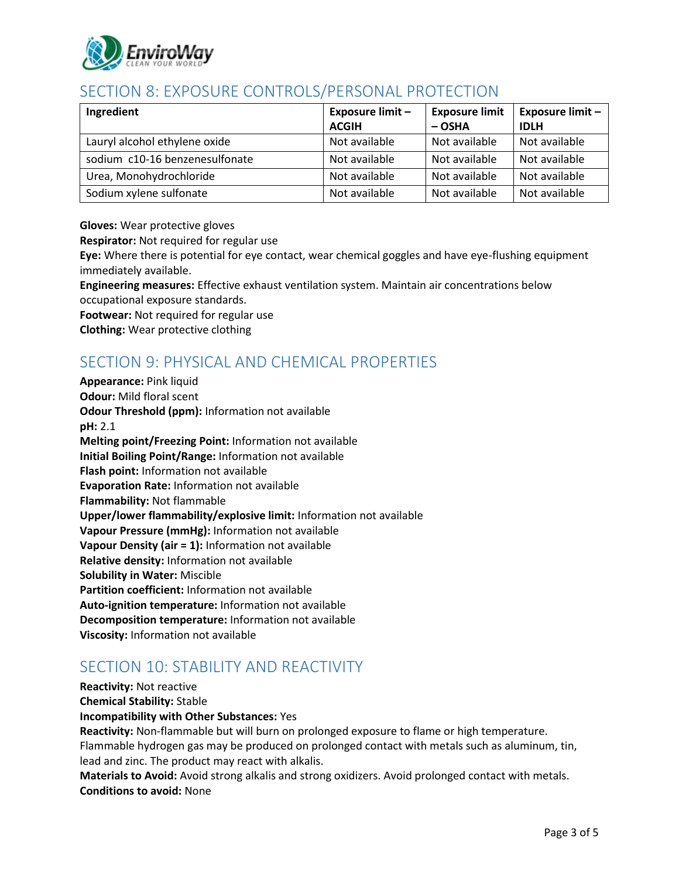## SECTION 8: EXPOSURE CONTROLS/PERSONAL PROTECTION

| Ingredient | Exposure limit – ACGIH | Exposure limit – OSHA | Exposure limit – IDLH |
|---|---|---|---|
| Lauryl alcohol ethylene oxide | Not available | Not available | Not available |
| sodium c10-16 benzenesulfonate | Not available | Not available | Not available |
| Urea, Monohydrochloride | Not available | Not available | Not available |
| Sodium xylene sulfonate | Not available | Not available | Not available |

**Gloves:** Wear protective gloves
**Respirator:** Not required for regular use
**Eye:** Where there is potential for eye contact, wear chemical goggles and have eye-flushing equipment immediately available.
**Engineering measures:** Effective exhaust ventilation system. Maintain air concentrations below occupational exposure standards.
**Footwear:** Not required for regular use
**Clothing:** Wear protective clothing

## SECTION 9: PHYSICAL AND CHEMICAL PROPERTIES

**Appearance:** Pink liquid
**Odour:** Mild floral scent
**Odour Threshold (ppm):** Information not available
**pH:** 2.1
**Melting point/Freezing Point:** Information not available
**Initial Boiling Point/Range:** Information not available
**Flash point:** Information not available
**Evaporation Rate:** Information not available
**Flammability:** Not flammable
**Upper/lower flammability/explosive limit:** Information not available
**Vapour Pressure (mmHg):** Information not available
**Vapour Density (air = 1):** Information not available
**Relative density:** Information not available
**Solubility in Water:** Miscible
**Partition coefficient:** Information not available
**Auto-ignition temperature:** Information not available
**Decomposition temperature:** Information not available
**Viscosity:** Information not available

## SECTION 10: STABILITY AND REACTIVITY

**Reactivity:** Not reactive
**Chemical Stability:** Stable
**Incompatibility with Other Substances:** Yes
**Reactivity:** Non-flammable but will burn on prolonged exposure to flame or high temperature. Flammable hydrogen gas may be produced on prolonged contact with metals such as aluminum, tin, lead and zinc. The product may react with alkalis.
**Materials to Avoid:** Avoid strong alkalis and strong oxidizers. Avoid prolonged contact with metals.
**Conditions to avoid:** None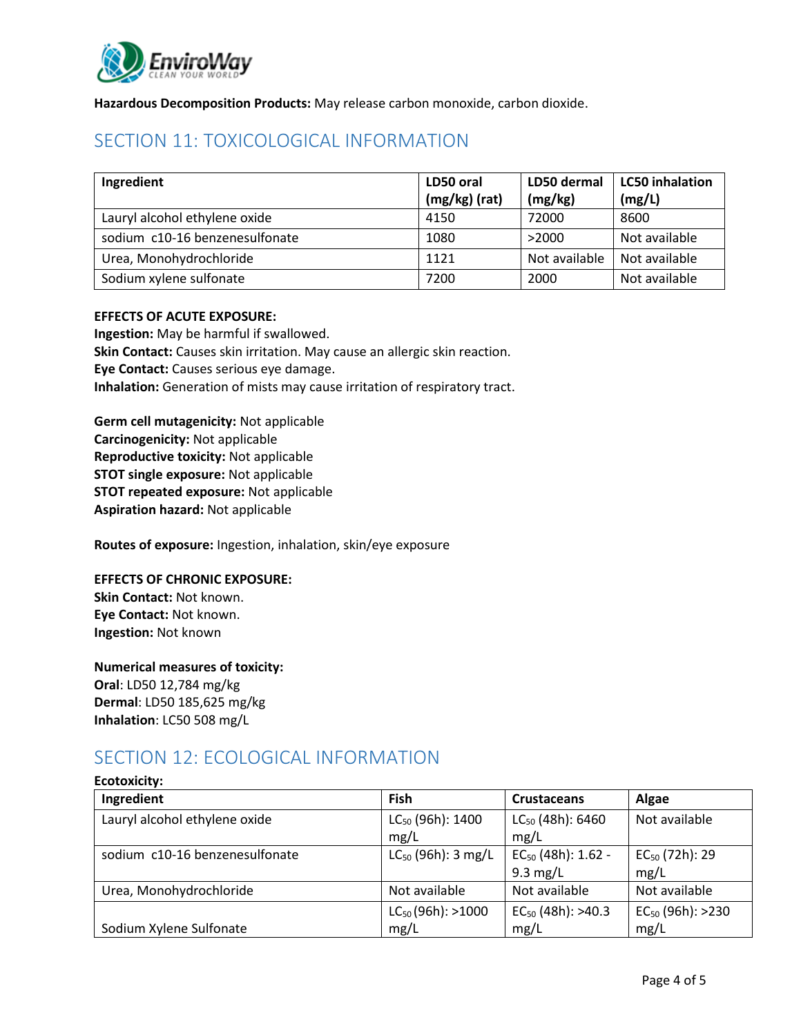**Hazardous Decomposition Products:** May release carbon monoxide, carbon dioxide.

## SECTION 11: TOXICOLOGICAL INFORMATION

| Ingredient | LD50 oral (mg/kg) (rat) | LD50 dermal (mg/kg) | LC50 inhalation (mg/L) |
|---|---|---|---|
| Lauryl alcohol ethylene oxide | 4150 | 72000 | 8600 |
| sodium c10-16 benzenesulfonate | 1080 | >2000 | Not available |
| Urea, Monohydrochloride | 1121 | Not available | Not available |
| Sodium xylene sulfonate | 7200 | 2000 | Not available |

**EFFECTS OF ACUTE EXPOSURE:**
**Ingestion:** May be harmful if swallowed.
**Skin Contact:** Causes skin irritation. May cause an allergic skin reaction.
**Eye Contact:** Causes serious eye damage.
**Inhalation:** Generation of mists may cause irritation of respiratory tract.

**Germ cell mutagenicity:** Not applicable
**Carcinogenicity:** Not applicable
**Reproductive toxicity:** Not applicable
**STOT single exposure:** Not applicable
**STOT repeated exposure:** Not applicable
**Aspiration hazard:** Not applicable

**Routes of exposure:** Ingestion, inhalation, skin/eye exposure

**EFFECTS OF CHRONIC EXPOSURE:**
**Skin Contact:** Not known.
**Eye Contact:** Not known.
**Ingestion:** Not known

**Numerical measures of toxicity:**
**Oral**: LD50 12,784 mg/kg
**Dermal**: LD50 185,625 mg/kg
**Inhalation**: LC50 508 mg/L

## SECTION 12: ECOLOGICAL INFORMATION

**Ecotoxicity:**

| Ingredient | Fish | Crustaceans | Algae |
|---|---|---|---|
| Lauryl alcohol ethylene oxide | $LC_{50}$ (96h): 1400 mg/L | $LC_{50}$ (48h): 6460 mg/L | Not available |
| sodium c10-16 benzenesulfonate | $LC_{50}$ (96h): 3 mg/L | $EC_{50}$ (48h): 1.62 - 9.3 mg/L | $EC_{50}$ (72h): 29 mg/L |
| Urea, Monohydrochloride | Not available | Not available | Not available |
| Sodium Xylene Sulfonate | $LC_{50}$ (96h): >1000 mg/L | $EC_{50}$ (48h): >40.3 mg/L | $EC_{50}$ (96h): >230 mg/L |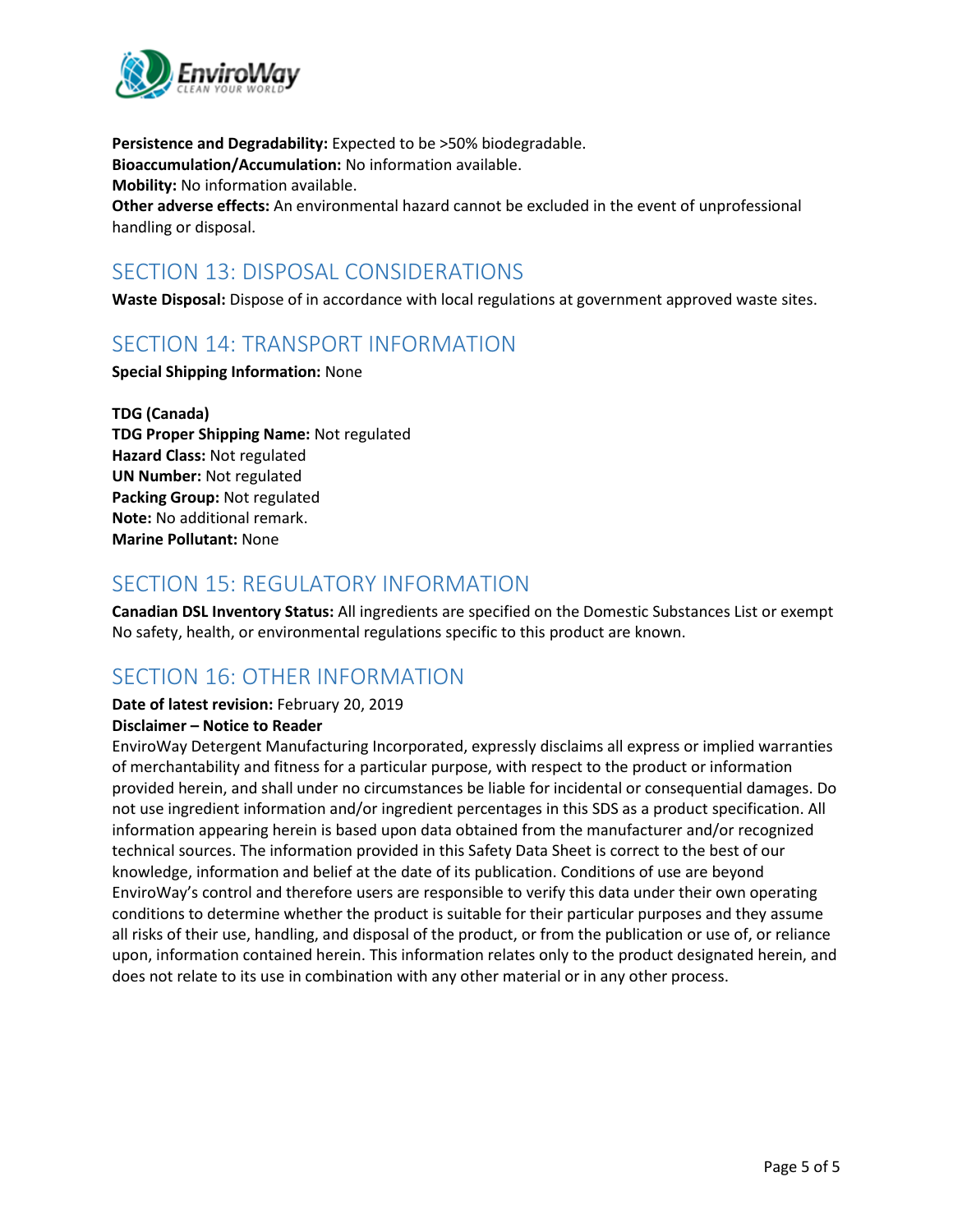**Persistence and Degradability:** Expected to be >50% biodegradable.
**Bioaccumulation/Accumulation:** No information available.
**Mobility:** No information available.
**Other adverse effects:** An environmental hazard cannot be excluded in the event of unprofessional handling or disposal.

## SECTION 13: DISPOSAL CONSIDERATIONS

**Waste Disposal:** Dispose of in accordance with local regulations at government approved waste sites.

## SECTION 14: TRANSPORT INFORMATION

**Special Shipping Information:** None

**TDG (Canada)**
**TDG Proper Shipping Name:** Not regulated
**Hazard Class:** Not regulated
**UN Number:** Not regulated
**Packing Group:** Not regulated
**Note:** No additional remark.
**Marine Pollutant:** None

## SECTION 15: REGULATORY INFORMATION

**Canadian DSL Inventory Status:** All ingredients are specified on the Domestic Substances List or exempt
No safety, health, or environmental regulations specific to this product are known.

## SECTION 16: OTHER INFORMATION

**Date of latest revision:** February 20, 2019
**Disclaimer – Notice to Reader**
EnviroWay Detergent Manufacturing Incorporated, expressly disclaims all express or implied warranties of merchantability and fitness for a particular purpose, with respect to the product or information provided herein, and shall under no circumstances be liable for incidental or consequential damages. Do not use ingredient information and/or ingredient percentages in this SDS as a product specification. All information appearing herein is based upon data obtained from the manufacturer and/or recognized technical sources. The information provided in this Safety Data Sheet is correct to the best of our knowledge, information and belief at the date of its publication. Conditions of use are beyond EnviroWay's control and therefore users are responsible to verify this data under their own operating conditions to determine whether the product is suitable for their particular purposes and they assume all risks of their use, handling, and disposal of the product, or from the publication or use of, or reliance upon, information contained herein. This information relates only to the product designated herein, and does not relate to its use in combination with any other material or in any other process.